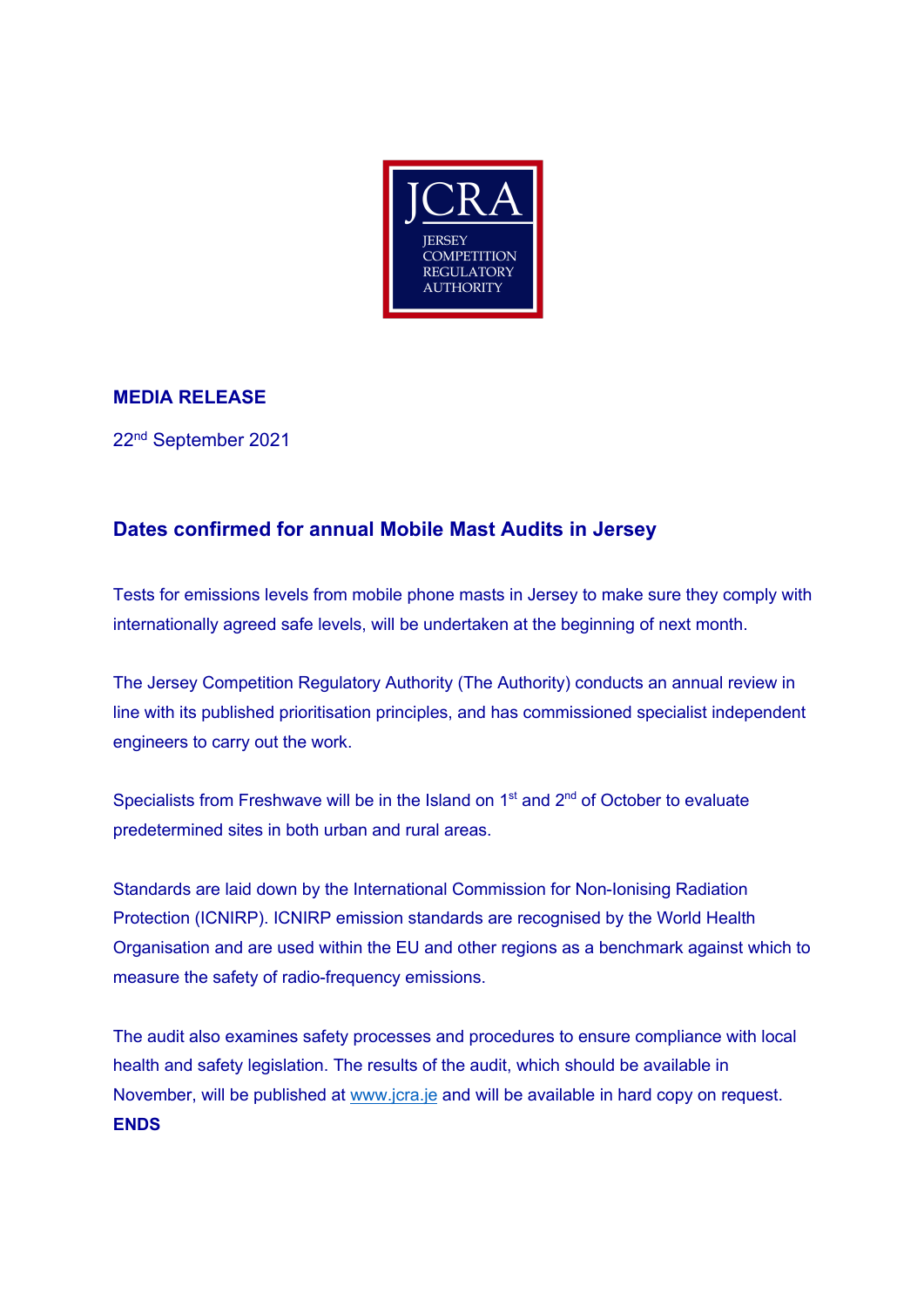JCRA

JERSEY COMPETITION REGULATORY AUTHORITY

**MEDIA RELEASE**

22nd September 2021

## Dates confirmed for annual Mobile Mast Audits in Jersey

Tests for emissions levels from mobile phone masts in Jersey to make sure they comply with internationally agreed safe levels, will be undertaken at the beginning of next month.

The Jersey Competition Regulatory Authority (The Authority) conducts an annual review in line with its published prioritisation principles, and has commissioned specialist independent engineers to carry out the work.

Specialists from Freshwave will be in the Island on 1st and 2nd of October to evaluate predetermined sites in both urban and rural areas.

Standards are laid down by the International Commission for Non-Ionising Radiation Protection (ICNIRP). ICNIRP emission standards are recognised by the World Health Organisation and are used within the EU and other regions as a benchmark against which to measure the safety of radio-frequency emissions.

The audit also examines safety processes and procedures to ensure compliance with local health and safety legislation. The results of the audit, which should be available in November, will be published at www.jcra.je and will be available in hard copy on request.

**ENDS**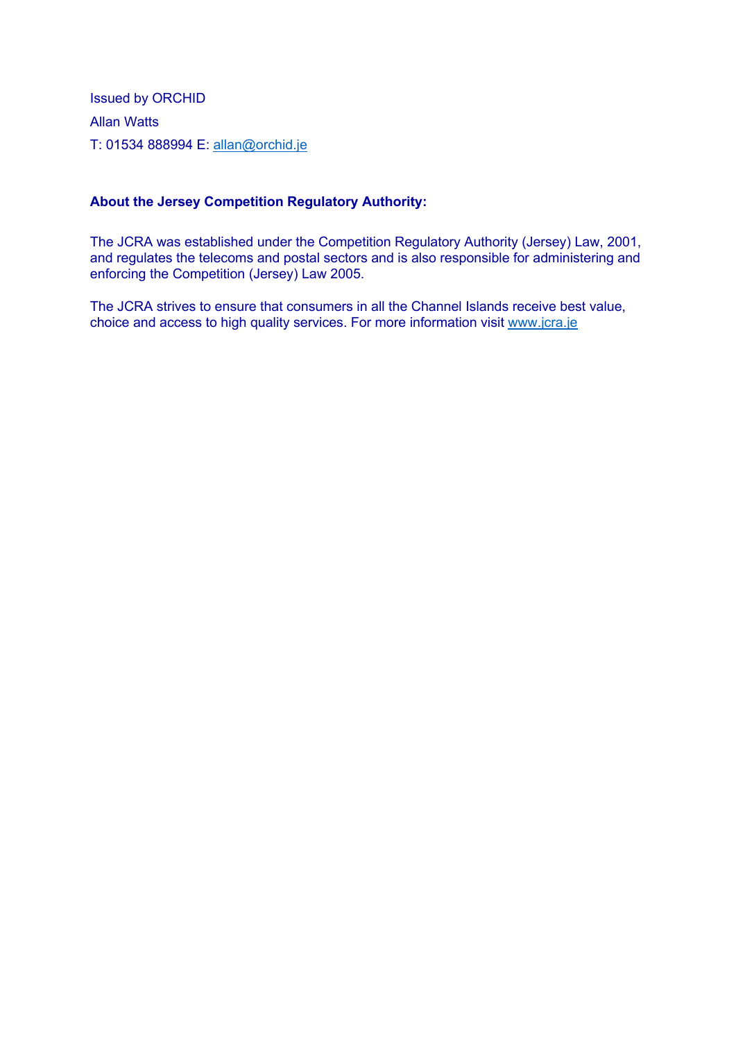Issued by ORCHID

Allan Watts

T: 01534 888994 E: allan@orchid.je

**About the Jersey Competition Regulatory Authority:**

The JCRA was established under the Competition Regulatory Authority (Jersey) Law, 2001, and regulates the telecoms and postal sectors and is also responsible for administering and enforcing the Competition (Jersey) Law 2005.

The JCRA strives to ensure that consumers in all the Channel Islands receive best value, choice and access to high quality services. For more information visit www.jcra.je